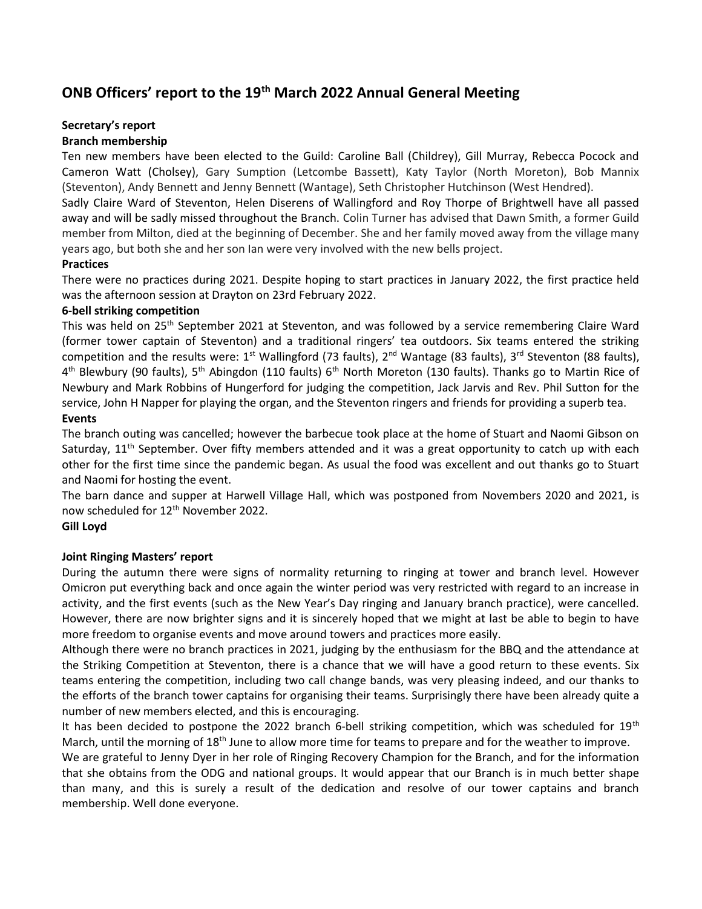# ONB Officers' report to the 19th March 2022 Annual General Meeting

## Secretary's report

### Branch membership

Ten new members have been elected to the Guild: Caroline Ball (Childrey), Gill Murray, Rebecca Pocock and Cameron Watt (Cholsey), Gary Sumption (Letcombe Bassett), Katy Taylor (North Moreton), Bob Mannix (Steventon), Andy Bennett and Jenny Bennett (Wantage), Seth Christopher Hutchinson (West Hendred).

Sadly Claire Ward of Steventon, Helen Diserens of Wallingford and Roy Thorpe of Brightwell have all passed away and will be sadly missed throughout the Branch. Colin Turner has advised that Dawn Smith, a former Guild member from Milton, died at the beginning of December. She and her family moved away from the village many years ago, but both she and her son Ian were very involved with the new bells project.

### Practices

There were no practices during 2021. Despite hoping to start practices in January 2022, the first practice held was the afternoon session at Drayton on 23rd February 2022.

### 6-bell striking competition

This was held on 25th September 2021 at Steventon, and was followed by a service remembering Claire Ward (former tower captain of Steventon) and a traditional ringers' tea outdoors. Six teams entered the striking competition and the results were: 1st Wallingford (73 faults), 2nd Wantage (83 faults), 3rd Steventon (88 faults), 4th Blewbury (90 faults), 5th Abingdon (110 faults) 6th North Moreton (130 faults). Thanks go to Martin Rice of Newbury and Mark Robbins of Hungerford for judging the competition, Jack Jarvis and Rev. Phil Sutton for the service, John H Napper for playing the organ, and the Steventon ringers and friends for providing a superb tea.

### Events

The branch outing was cancelled; however the barbecue took place at the home of Stuart and Naomi Gibson on Saturday, 11th September. Over fifty members attended and it was a great opportunity to catch up with each other for the first time since the pandemic began. As usual the food was excellent and out thanks go to Stuart and Naomi for hosting the event.

The barn dance and supper at Harwell Village Hall, which was postponed from Novembers 2020 and 2021, is now scheduled for 12th November 2022.

**Gill Loyd**

## Joint Ringing Masters' report

During the autumn there were signs of normality returning to ringing at tower and branch level. However Omicron put everything back and once again the winter period was very restricted with regard to an increase in activity, and the first events (such as the New Year's Day ringing and January branch practice), were cancelled. However, there are now brighter signs and it is sincerely hoped that we might at last be able to begin to have more freedom to organise events and move around towers and practices more easily.

Although there were no branch practices in 2021, judging by the enthusiasm for the BBQ and the attendance at the Striking Competition at Steventon, there is a chance that we will have a good return to these events. Six teams entering the competition, including two call change bands, was very pleasing indeed, and our thanks to the efforts of the branch tower captains for organising their teams. Surprisingly there have been already quite a number of new members elected, and this is encouraging.

It has been decided to postpone the 2022 branch 6-bell striking competition, which was scheduled for 19th March, until the morning of 18th June to allow more time for teams to prepare and for the weather to improve.

We are grateful to Jenny Dyer in her role of Ringing Recovery Champion for the Branch, and for the information that she obtains from the ODG and national groups. It would appear that our Branch is in much better shape than many, and this is surely a result of the dedication and resolve of our tower captains and branch membership. Well done everyone.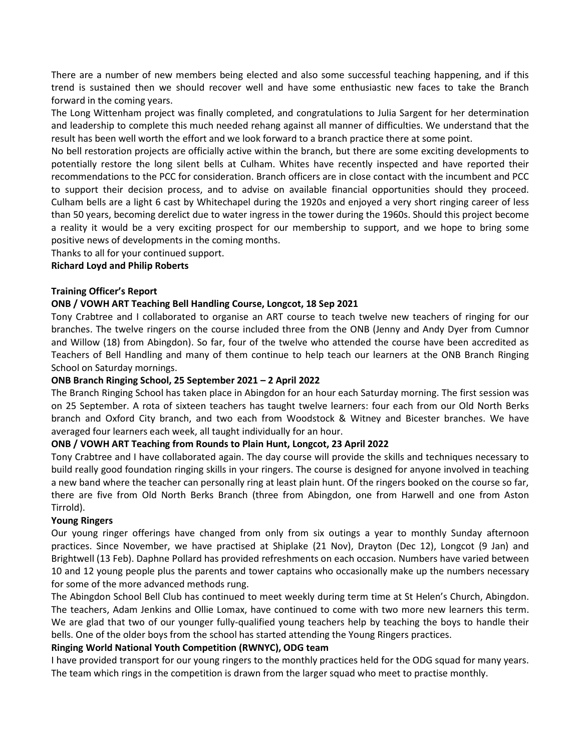There are a number of new members being elected and also some successful teaching happening, and if this trend is sustained then we should recover well and have some enthusiastic new faces to take the Branch forward in the coming years.

The Long Wittenham project was finally completed, and congratulations to Julia Sargent for her determination and leadership to complete this much needed rehang against all manner of difficulties. We understand that the result has been well worth the effort and we look forward to a branch practice there at some point.

No bell restoration projects are officially active within the branch, but there are some exciting developments to potentially restore the long silent bells at Culham. Whites have recently inspected and have reported their recommendations to the PCC for consideration. Branch officers are in close contact with the incumbent and PCC to support their decision process, and to advise on available financial opportunities should they proceed. Culham bells are a light 6 cast by Whitechapel during the 1920s and enjoyed a very short ringing career of less than 50 years, becoming derelict due to water ingress in the tower during the 1960s. Should this project become a reality it would be a very exciting prospect for our membership to support, and we hope to bring some positive news of developments in the coming months.

Thanks to all for your continued support.

**Richard Loyd and Philip Roberts**

**Training Officer's Report**

**ONB / VOWH ART Teaching Bell Handling Course, Longcot, 18 Sep 2021**

Tony Crabtree and I collaborated to organise an ART course to teach twelve new teachers of ringing for our branches. The twelve ringers on the course included three from the ONB (Jenny and Andy Dyer from Cumnor and Willow (18) from Abingdon). So far, four of the twelve who attended the course have been accredited as Teachers of Bell Handling and many of them continue to help teach our learners at the ONB Branch Ringing School on Saturday mornings.

**ONB Branch Ringing School, 25 September 2021 – 2 April 2022**

The Branch Ringing School has taken place in Abingdon for an hour each Saturday morning. The first session was on 25 September. A rota of sixteen teachers has taught twelve learners: four each from our Old North Berks branch and Oxford City branch, and two each from Woodstock & Witney and Bicester branches. We have averaged four learners each week, all taught individually for an hour.

**ONB / VOWH ART Teaching from Rounds to Plain Hunt, Longcot, 23 April 2022**

Tony Crabtree and I have collaborated again. The day course will provide the skills and techniques necessary to build really good foundation ringing skills in your ringers. The course is designed for anyone involved in teaching a new band where the teacher can personally ring at least plain hunt. Of the ringers booked on the course so far, there are five from Old North Berks Branch (three from Abingdon, one from Harwell and one from Aston Tirrold).

**Young Ringers**

Our young ringer offerings have changed from only from six outings a year to monthly Sunday afternoon practices. Since November, we have practised at Shiplake (21 Nov), Drayton (Dec 12), Longcot (9 Jan) and Brightwell (13 Feb). Daphne Pollard has provided refreshments on each occasion. Numbers have varied between 10 and 12 young people plus the parents and tower captains who occasionally make up the numbers necessary for some of the more advanced methods rung.

The Abingdon School Bell Club has continued to meet weekly during term time at St Helen's Church, Abingdon. The teachers, Adam Jenkins and Ollie Lomax, have continued to come with two more new learners this term. We are glad that two of our younger fully-qualified young teachers help by teaching the boys to handle their bells. One of the older boys from the school has started attending the Young Ringers practices.

**Ringing World National Youth Competition (RWNYC), ODG team**

I have provided transport for our young ringers to the monthly practices held for the ODG squad for many years. The team which rings in the competition is drawn from the larger squad who meet to practise monthly.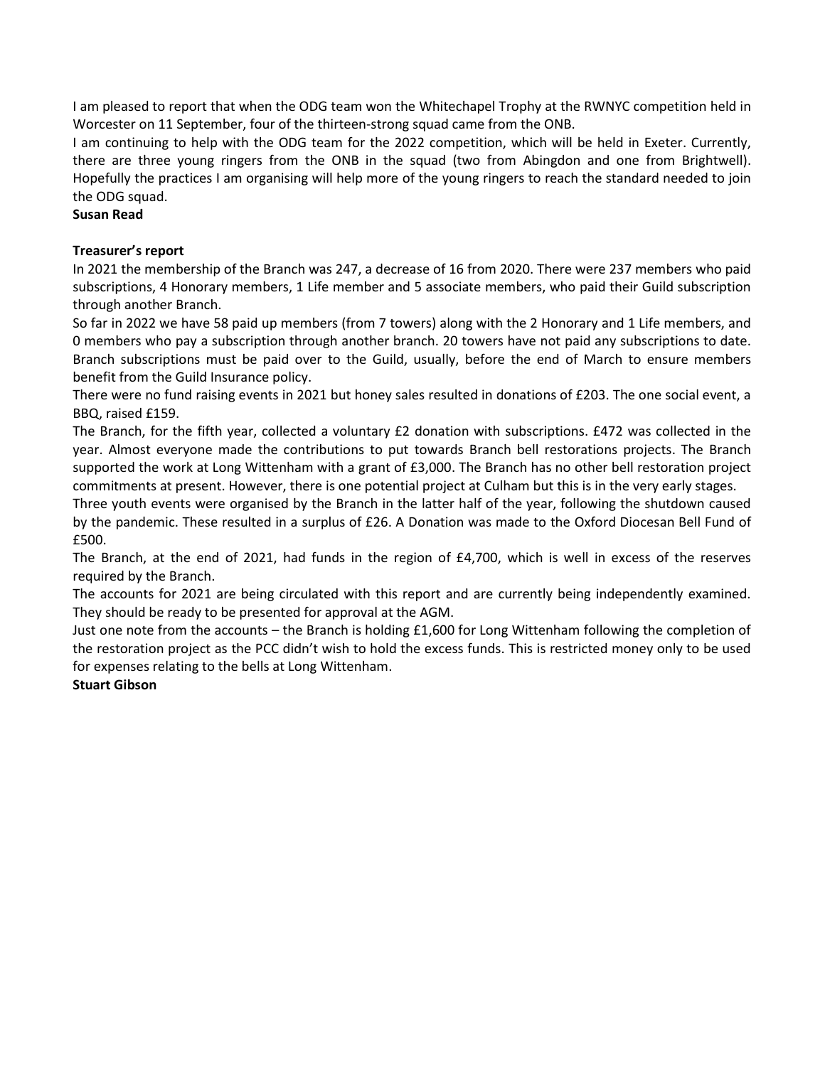I am pleased to report that when the ODG team won the Whitechapel Trophy at the RWNYC competition held in Worcester on 11 September, four of the thirteen-strong squad came from the ONB.

I am continuing to help with the ODG team for the 2022 competition, which will be held in Exeter. Currently, there are three young ringers from the ONB in the squad (two from Abingdon and one from Brightwell). Hopefully the practices I am organising will help more of the young ringers to reach the standard needed to join the ODG squad.

**Susan Read**

**Treasurer's report**

In 2021 the membership of the Branch was 247, a decrease of 16 from 2020. There were 237 members who paid subscriptions, 4 Honorary members, 1 Life member and 5 associate members, who paid their Guild subscription through another Branch.

So far in 2022 we have 58 paid up members (from 7 towers) along with the 2 Honorary and 1 Life members, and 0 members who pay a subscription through another branch. 20 towers have not paid any subscriptions to date. Branch subscriptions must be paid over to the Guild, usually, before the end of March to ensure members benefit from the Guild Insurance policy.

There were no fund raising events in 2021 but honey sales resulted in donations of £203. The one social event, a BBQ, raised £159.

The Branch, for the fifth year, collected a voluntary £2 donation with subscriptions. £472 was collected in the year. Almost everyone made the contributions to put towards Branch bell restorations projects. The Branch supported the work at Long Wittenham with a grant of £3,000. The Branch has no other bell restoration project commitments at present. However, there is one potential project at Culham but this is in the very early stages.

Three youth events were organised by the Branch in the latter half of the year, following the shutdown caused by the pandemic. These resulted in a surplus of £26. A Donation was made to the Oxford Diocesan Bell Fund of £500.

The Branch, at the end of 2021, had funds in the region of £4,700, which is well in excess of the reserves required by the Branch.

The accounts for 2021 are being circulated with this report and are currently being independently examined. They should be ready to be presented for approval at the AGM.

Just one note from the accounts – the Branch is holding £1,600 for Long Wittenham following the completion of the restoration project as the PCC didn't wish to hold the excess funds. This is restricted money only to be used for expenses relating to the bells at Long Wittenham.

**Stuart Gibson**